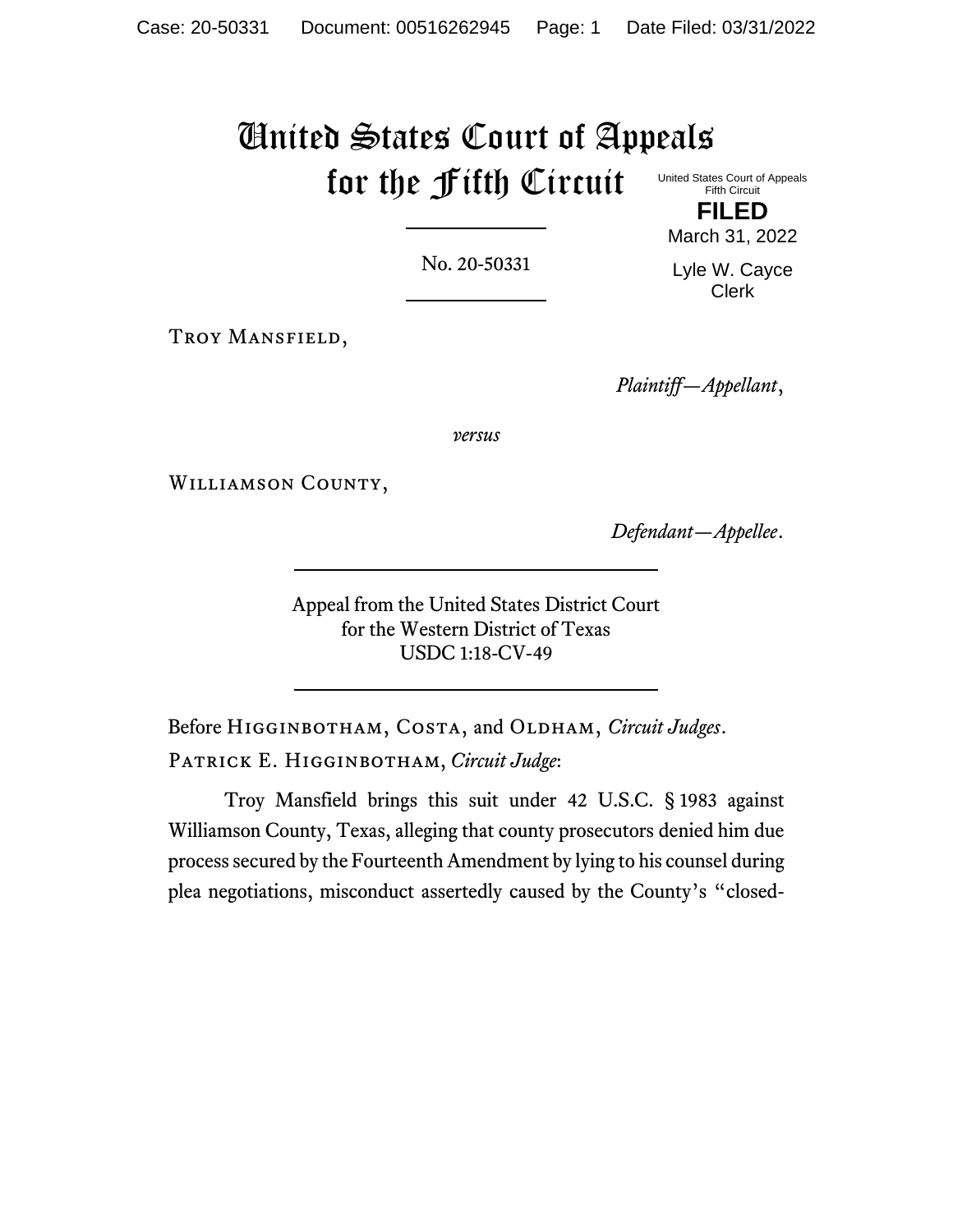# United States Court of Appeals for the Fifth Circuit

United States Court of Appeals
Fifth Circuit

**FILED**

March 31, 2022

Lyle W. Cayce
Clerk

No. 20-50331

Troy Mansfield,

*Plaintiff—Appellant*,

*versus*

Williamson County,

*Defendant—Appellee*.

Appeal from the United States District Court
for the Western District of Texas
USDC 1:18-CV-49

Before Higginbotham, Costa, and Oldham, *Circuit Judges*.

Patrick E. Higginbotham, *Circuit Judge*:

Troy Mansfield brings this suit under 42 U.S.C. § 1983 against Williamson County, Texas, alleging that county prosecutors denied him due process secured by the Fourteenth Amendment by lying to his counsel during plea negotiations, misconduct assertedly caused by the County's "closed-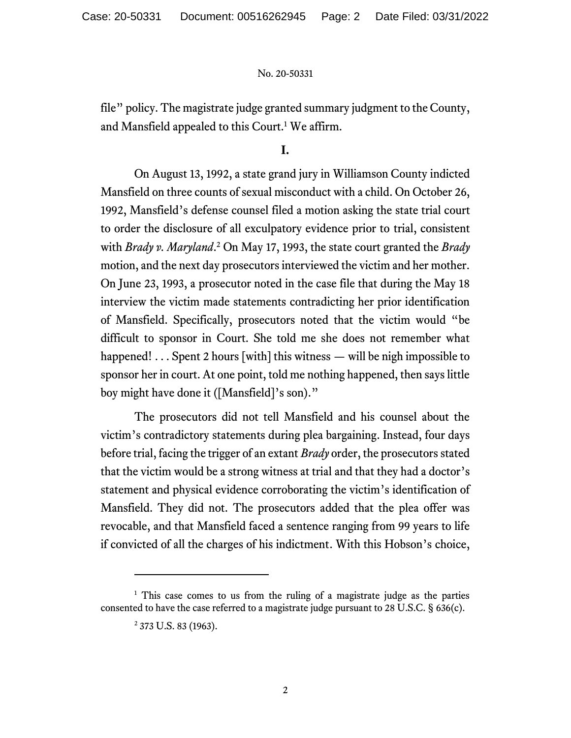file" policy. The magistrate judge granted summary judgment to the County, and Mansfield appealed to this Court.[1] We affirm.

## I.

On August 13, 1992, a state grand jury in Williamson County indicted Mansfield on three counts of sexual misconduct with a child. On October 26, 1992, Mansfield's defense counsel filed a motion asking the state trial court to order the disclosure of all exculpatory evidence prior to trial, consistent with *Brady v. Maryland*.[2] On May 17, 1993, the state court granted the *Brady* motion, and the next day prosecutors interviewed the victim and her mother. On June 23, 1993, a prosecutor noted in the case file that during the May 18 interview the victim made statements contradicting her prior identification of Mansfield. Specifically, prosecutors noted that the victim would "be difficult to sponsor in Court. She told me she does not remember what happened! . . . Spent 2 hours [with] this witness — will be nigh impossible to sponsor her in court. At one point, told me nothing happened, then says little boy might have done it ([Mansfield]'s son)."

The prosecutors did not tell Mansfield and his counsel about the victim's contradictory statements during plea bargaining. Instead, four days before trial, facing the trigger of an extant *Brady* order, the prosecutors stated that the victim would be a strong witness at trial and that they had a doctor's statement and physical evidence corroborating the victim's identification of Mansfield. They did not. The prosecutors added that the plea offer was revocable, and that Mansfield faced a sentence ranging from 99 years to life if convicted of all the charges of his indictment. With this Hobson's choice,

---

[1] This case comes to us from the ruling of a magistrate judge as the parties consented to have the case referred to a magistrate judge pursuant to 28 U.S.C. § 636(c).

[2] 373 U.S. 83 (1963).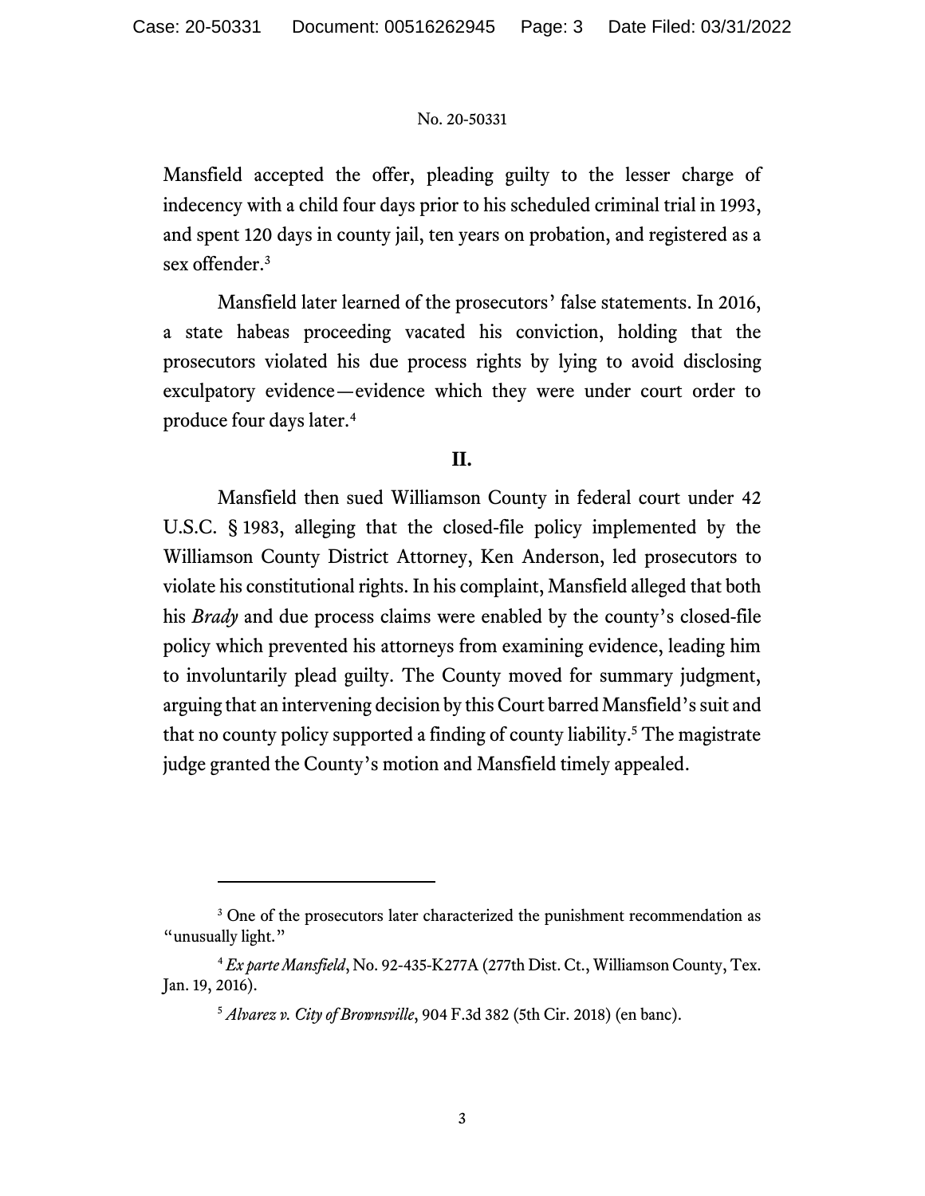Mansfield accepted the offer, pleading guilty to the lesser charge of indecency with a child four days prior to his scheduled criminal trial in 1993, and spent 120 days in county jail, ten years on probation, and registered as a sex offender.[3]

Mansfield later learned of the prosecutors' false statements. In 2016, a state habeas proceeding vacated his conviction, holding that the prosecutors violated his due process rights by lying to avoid disclosing exculpatory evidence—evidence which they were under court order to produce four days later.[4]

## II.

Mansfield then sued Williamson County in federal court under 42 U.S.C. § 1983, alleging that the closed-file policy implemented by the Williamson County District Attorney, Ken Anderson, led prosecutors to violate his constitutional rights. In his complaint, Mansfield alleged that both his *Brady* and due process claims were enabled by the county's closed-file policy which prevented his attorneys from examining evidence, leading him to involuntarily plead guilty. The County moved for summary judgment, arguing that an intervening decision by this Court barred Mansfield's suit and that no county policy supported a finding of county liability.[5] The magistrate judge granted the County's motion and Mansfield timely appealed.

---

[3] One of the prosecutors later characterized the punishment recommendation as "unusually light."

[4] *Ex parte Mansfield*, No. 92-435-K277A (277th Dist. Ct., Williamson County, Tex. Jan. 19, 2016).

[5] *Alvarez v. City of Brownsville*, 904 F.3d 382 (5th Cir. 2018) (en banc).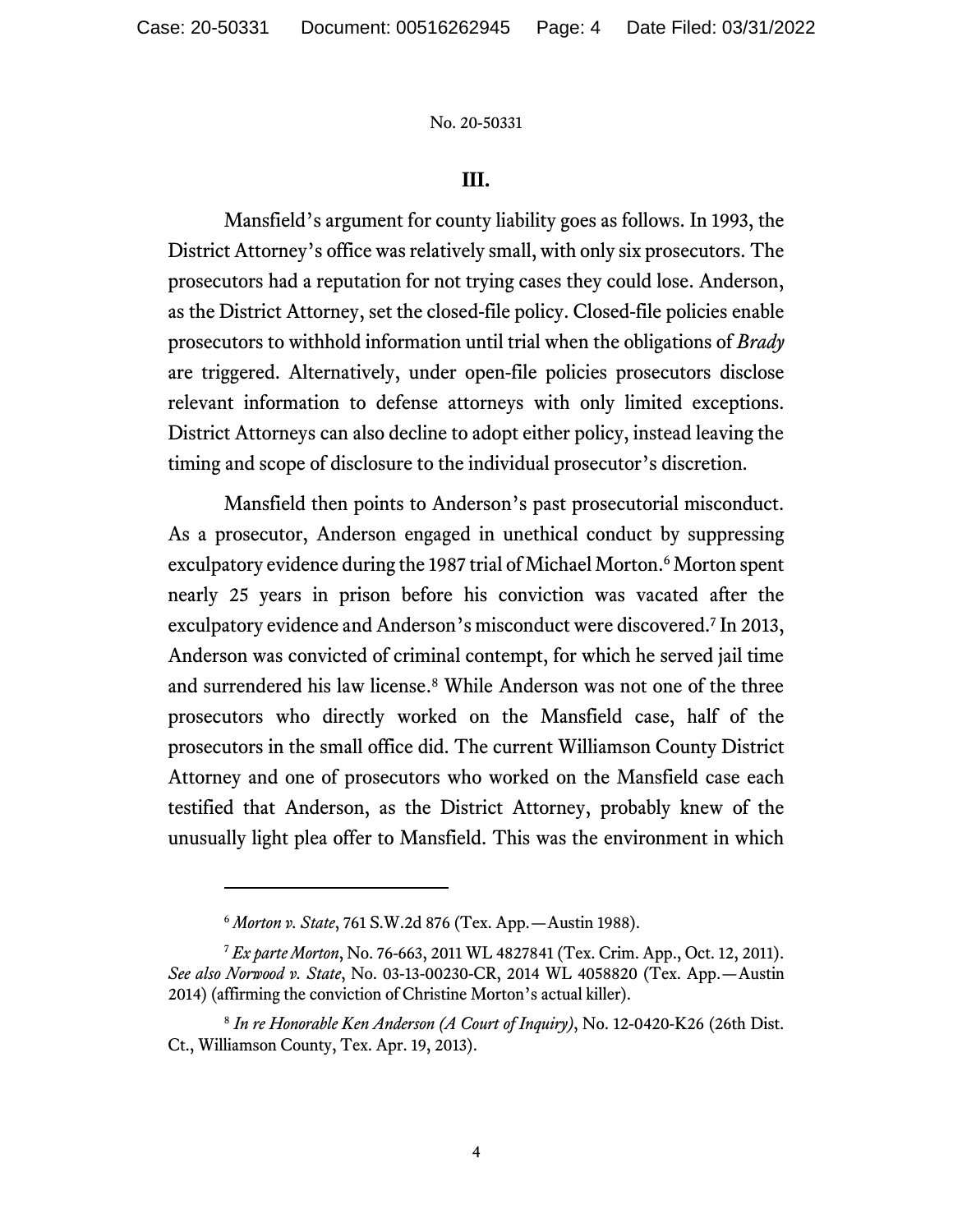## III.

Mansfield's argument for county liability goes as follows. In 1993, the District Attorney's office was relatively small, with only six prosecutors. The prosecutors had a reputation for not trying cases they could lose. Anderson, as the District Attorney, set the closed-file policy. Closed-file policies enable prosecutors to withhold information until trial when the obligations of *Brady* are triggered. Alternatively, under open-file policies prosecutors disclose relevant information to defense attorneys with only limited exceptions. District Attorneys can also decline to adopt either policy, instead leaving the timing and scope of disclosure to the individual prosecutor's discretion.

Mansfield then points to Anderson's past prosecutorial misconduct. As a prosecutor, Anderson engaged in unethical conduct by suppressing exculpatory evidence during the 1987 trial of Michael Morton.[6] Morton spent nearly 25 years in prison before his conviction was vacated after the exculpatory evidence and Anderson's misconduct were discovered.[7] In 2013, Anderson was convicted of criminal contempt, for which he served jail time and surrendered his law license.[8] While Anderson was not one of the three prosecutors who directly worked on the Mansfield case, half of the prosecutors in the small office did. The current Williamson County District Attorney and one of prosecutors who worked on the Mansfield case each testified that Anderson, as the District Attorney, probably knew of the unusually light plea offer to Mansfield. This was the environment in which

---

[6] *Morton v. State*, 761 S.W.2d 876 (Tex. App.—Austin 1988).

[7] *Ex parte Morton*, No. 76-663, 2011 WL 4827841 (Tex. Crim. App., Oct. 12, 2011). *See also Norwood v. State*, No. 03-13-00230-CR, 2014 WL 4058820 (Tex. App.—Austin 2014) (affirming the conviction of Christine Morton's actual killer).

[8] *In re Honorable Ken Anderson (A Court of Inquiry)*, No. 12-0420-K26 (26th Dist. Ct., Williamson County, Tex. Apr. 19, 2013).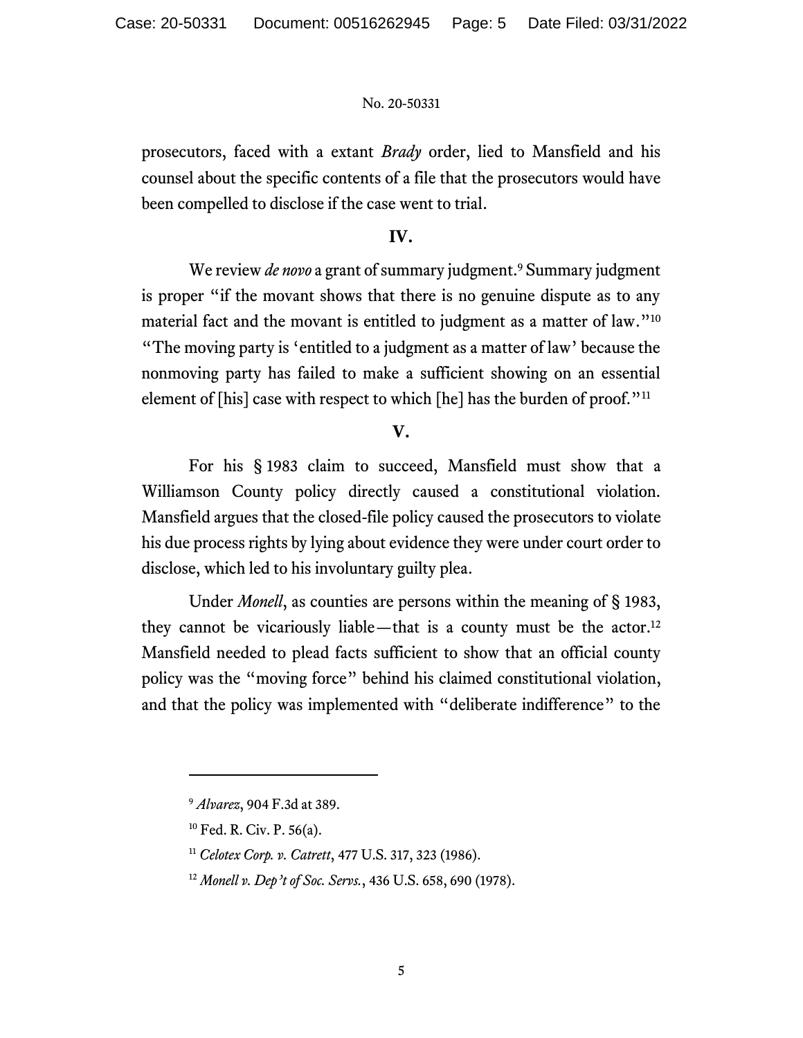prosecutors, faced with a extant *Brady* order, lied to Mansfield and his counsel about the specific contents of a file that the prosecutors would have been compelled to disclose if the case went to trial.

## IV.

We review *de novo* a grant of summary judgment.[9] Summary judgment is proper "if the movant shows that there is no genuine dispute as to any material fact and the movant is entitled to judgment as a matter of law."[10] "The moving party is 'entitled to a judgment as a matter of law' because the nonmoving party has failed to make a sufficient showing on an essential element of [his] case with respect to which [he] has the burden of proof."[11]

## V.

For his § 1983 claim to succeed, Mansfield must show that a Williamson County policy directly caused a constitutional violation. Mansfield argues that the closed-file policy caused the prosecutors to violate his due process rights by lying about evidence they were under court order to disclose, which led to his involuntary guilty plea.

Under *Monell*, as counties are persons within the meaning of § 1983, they cannot be vicariously liable—that is a county must be the actor.[12] Mansfield needed to plead facts sufficient to show that an official county policy was the "moving force" behind his claimed constitutional violation, and that the policy was implemented with "deliberate indifference" to the

---

[9] *Alvarez*, 904 F.3d at 389.

[10] Fed. R. Civ. P. 56(a).

[11] *Celotex Corp. v. Catrett*, 477 U.S. 317, 323 (1986).

[12] *Monell v. Dep't of Soc. Servs.*, 436 U.S. 658, 690 (1978).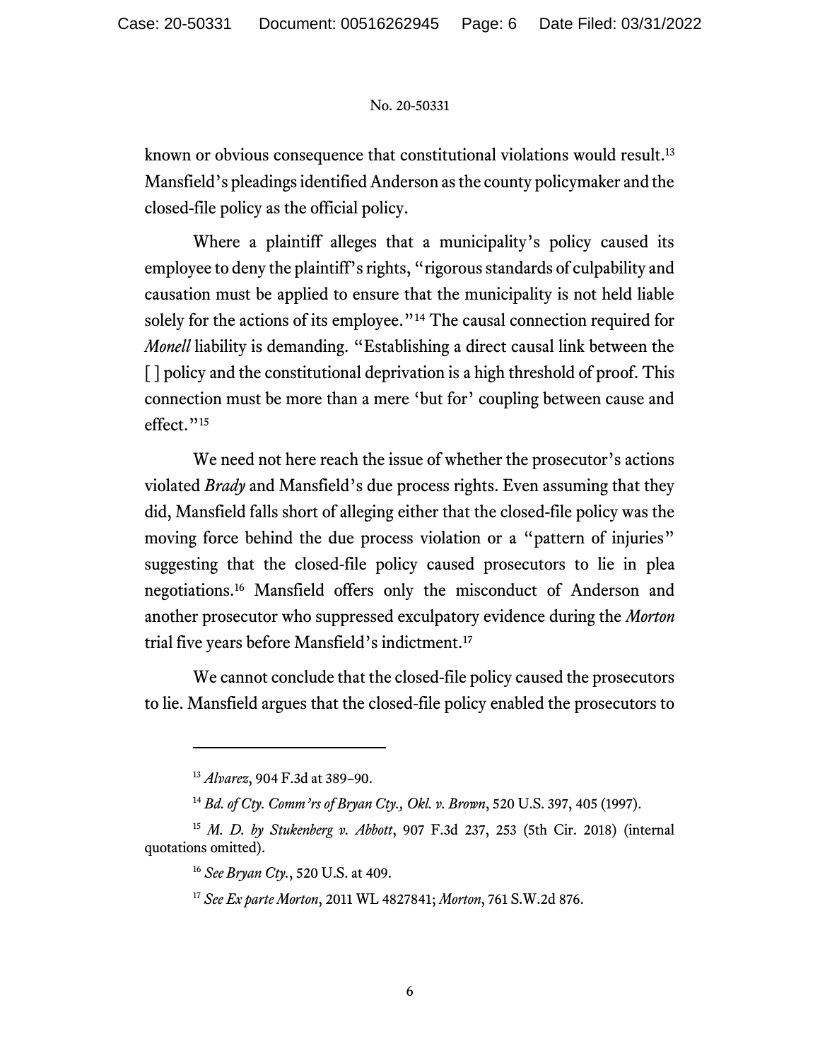known or obvious consequence that constitutional violations would result.[13] Mansfield's pleadings identified Anderson as the county policymaker and the closed-file policy as the official policy.

Where a plaintiff alleges that a municipality's policy caused its employee to deny the plaintiff's rights, "rigorous standards of culpability and causation must be applied to ensure that the municipality is not held liable solely for the actions of its employee."[14] The causal connection required for *Monell* liability is demanding. "Establishing a direct causal link between the [ ] policy and the constitutional deprivation is a high threshold of proof. This connection must be more than a mere 'but for' coupling between cause and effect."[15]

We need not here reach the issue of whether the prosecutor's actions violated *Brady* and Mansfield's due process rights. Even assuming that they did, Mansfield falls short of alleging either that the closed-file policy was the moving force behind the due process violation or a "pattern of injuries" suggesting that the closed-file policy caused prosecutors to lie in plea negotiations.[16] Mansfield offers only the misconduct of Anderson and another prosecutor who suppressed exculpatory evidence during the *Morton* trial five years before Mansfield's indictment.[17]

We cannot conclude that the closed-file policy caused the prosecutors to lie. Mansfield argues that the closed-file policy enabled the prosecutors to

---

[13] *Alvarez*, 904 F.3d at 389–90.

[14] *Bd. of Cty. Comm'rs of Bryan Cty., Okl. v. Brown*, 520 U.S. 397, 405 (1997).

[15] *M. D. by Stukenberg v. Abbott*, 907 F.3d 237, 253 (5th Cir. 2018) (internal quotations omitted).

[16] *See Bryan Cty.*, 520 U.S. at 409.

[17] *See Ex parte Morton*, 2011 WL 4827841; *Morton*, 761 S.W.2d 876.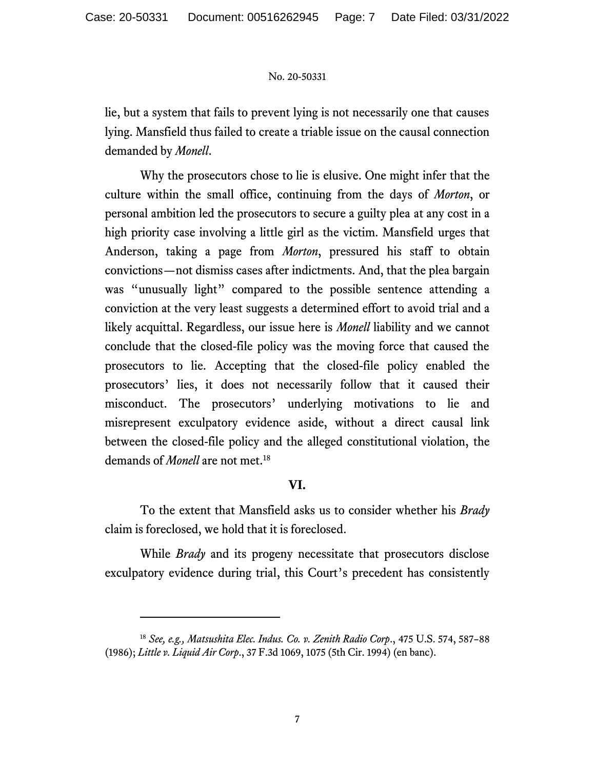lie, but a system that fails to prevent lying is not necessarily one that causes lying. Mansfield thus failed to create a triable issue on the causal connection demanded by *Monell*.

Why the prosecutors chose to lie is elusive. One might infer that the culture within the small office, continuing from the days of *Morton*, or personal ambition led the prosecutors to secure a guilty plea at any cost in a high priority case involving a little girl as the victim. Mansfield urges that Anderson, taking a page from *Morton*, pressured his staff to obtain convictions—not dismiss cases after indictments. And, that the plea bargain was "unusually light" compared to the possible sentence attending a conviction at the very least suggests a determined effort to avoid trial and a likely acquittal. Regardless, our issue here is *Monell* liability and we cannot conclude that the closed-file policy was the moving force that caused the prosecutors to lie. Accepting that the closed-file policy enabled the prosecutors' lies, it does not necessarily follow that it caused their misconduct. The prosecutors' underlying motivations to lie and misrepresent exculpatory evidence aside, without a direct causal link between the closed-file policy and the alleged constitutional violation, the demands of *Monell* are not met.[18]

## VI.

To the extent that Mansfield asks us to consider whether his *Brady* claim is foreclosed, we hold that it is foreclosed.

While *Brady* and its progeny necessitate that prosecutors disclose exculpatory evidence during trial, this Court's precedent has consistently

---

[18] *See, e.g.*, *Matsushita Elec. Indus. Co. v. Zenith Radio Corp.*, 475 U.S. 574, 587–88 (1986); *Little v. Liquid Air Corp.*, 37 F.3d 1069, 1075 (5th Cir. 1994) (en banc).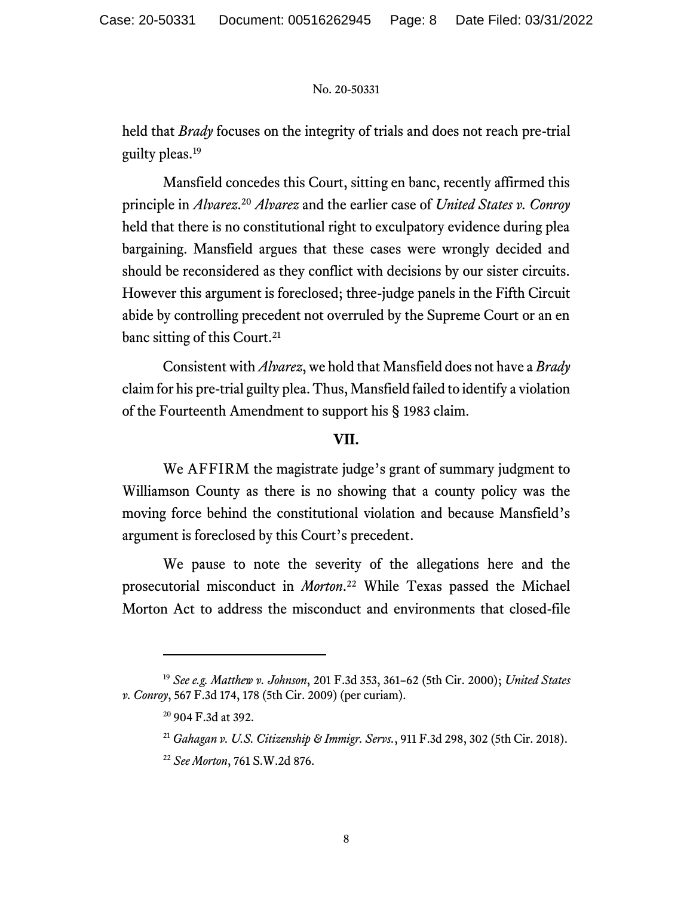held that *Brady* focuses on the integrity of trials and does not reach pre-trial guilty pleas.[19]

Mansfield concedes this Court, sitting en banc, recently affirmed this principle in *Alvarez*.[20] *Alvarez* and the earlier case of *United States v. Conroy* held that there is no constitutional right to exculpatory evidence during plea bargaining. Mansfield argues that these cases were wrongly decided and should be reconsidered as they conflict with decisions by our sister circuits. However this argument is foreclosed; three-judge panels in the Fifth Circuit abide by controlling precedent not overruled by the Supreme Court or an en banc sitting of this Court.[21]

Consistent with *Alvarez*, we hold that Mansfield does not have a *Brady* claim for his pre-trial guilty plea. Thus, Mansfield failed to identify a violation of the Fourteenth Amendment to support his § 1983 claim.

## VII.

We AFFIRM the magistrate judge's grant of summary judgment to Williamson County as there is no showing that a county policy was the moving force behind the constitutional violation and because Mansfield's argument is foreclosed by this Court's precedent.

We pause to note the severity of the allegations here and the prosecutorial misconduct in *Morton*.[22] While Texas passed the Michael Morton Act to address the misconduct and environments that closed-file

---

[19] *See e.g. Matthew v. Johnson*, 201 F.3d 353, 361–62 (5th Cir. 2000); *United States v. Conroy*, 567 F.3d 174, 178 (5th Cir. 2009) (per curiam).

[20] 904 F.3d at 392.

[21] *Gahagan v. U.S. Citizenship & Immigr. Servs.*, 911 F.3d 298, 302 (5th Cir. 2018).

[22] *See Morton*, 761 S.W.2d 876.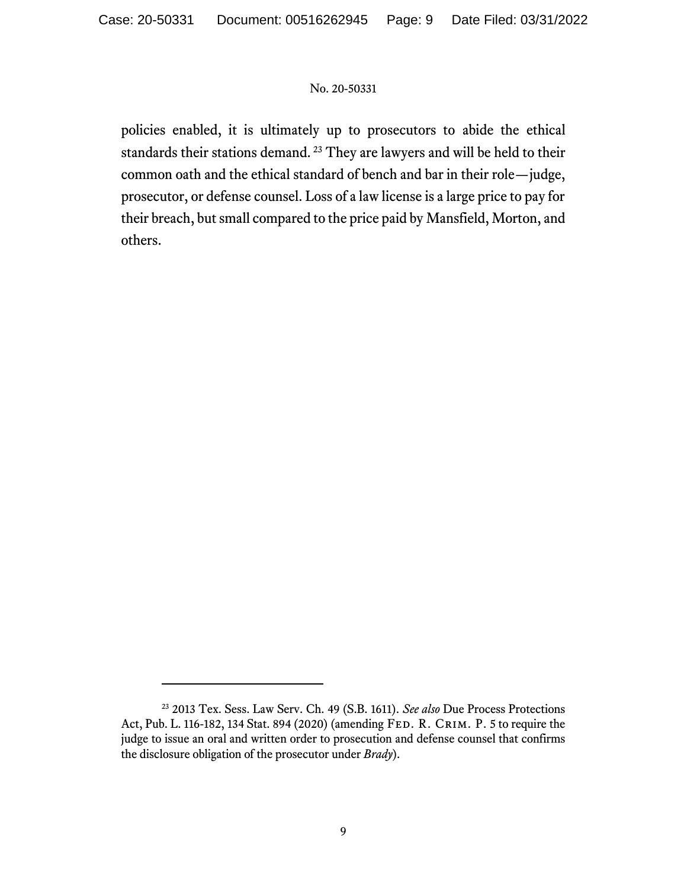policies enabled, it is ultimately up to prosecutors to abide the ethical standards their stations demand.[23] They are lawyers and will be held to their common oath and the ethical standard of bench and bar in their role—judge, prosecutor, or defense counsel. Loss of a law license is a large price to pay for their breach, but small compared to the price paid by Mansfield, Morton, and others.

---

[23] 2013 Tex. Sess. Law Serv. Ch. 49 (S.B. 1611). *See also* Due Process Protections Act, Pub. L. 116-182, 134 Stat. 894 (2020) (amending Fed. R. Crim. P. 5 to require the judge to issue an oral and written order to prosecution and defense counsel that confirms the disclosure obligation of the prosecutor under *Brady*).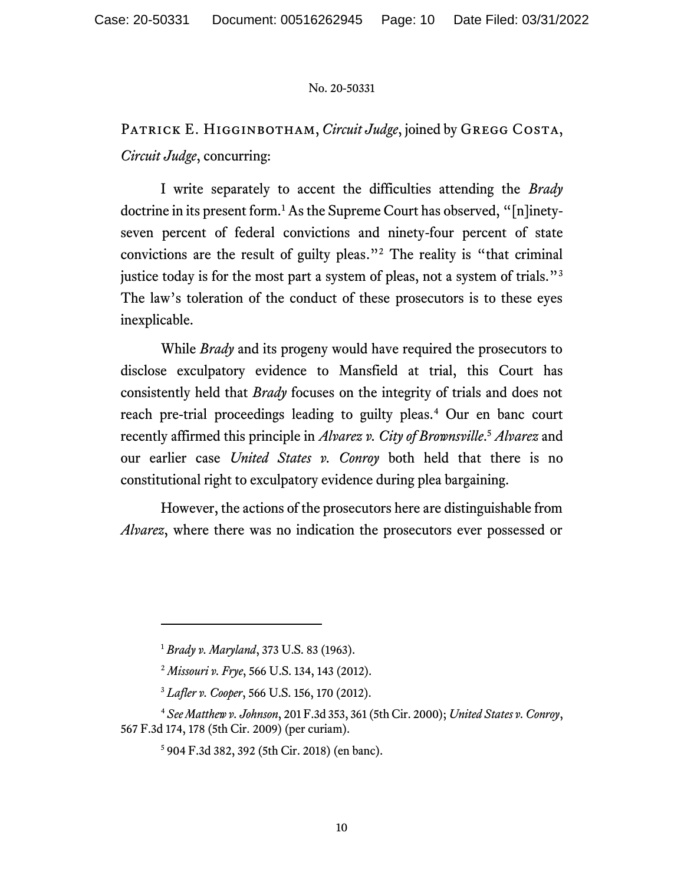Patrick E. Higginbotham, *Circuit Judge*, joined by Gregg Costa, *Circuit Judge*, concurring:

I write separately to accent the difficulties attending the *Brady* doctrine in its present form.[1] As the Supreme Court has observed, "[n]inety-seven percent of federal convictions and ninety-four percent of state convictions are the result of guilty pleas."[2] The reality is "that criminal justice today is for the most part a system of pleas, not a system of trials."[3] The law's toleration of the conduct of these prosecutors is to these eyes inexplicable.

While *Brady* and its progeny would have required the prosecutors to disclose exculpatory evidence to Mansfield at trial, this Court has consistently held that *Brady* focuses on the integrity of trials and does not reach pre-trial proceedings leading to guilty pleas.[4] Our en banc court recently affirmed this principle in *Alvarez v. City of Brownsville*.[5] *Alvarez* and our earlier case *United States v. Conroy* both held that there is no constitutional right to exculpatory evidence during plea bargaining.

However, the actions of the prosecutors here are distinguishable from *Alvarez*, where there was no indication the prosecutors ever possessed or

---

[1] *Brady v. Maryland*, 373 U.S. 83 (1963).

[2] *Missouri v. Frye*, 566 U.S. 134, 143 (2012).

[3] *Lafler v. Cooper*, 566 U.S. 156, 170 (2012).

[4] *See Matthew v. Johnson*, 201 F.3d 353, 361 (5th Cir. 2000); *United States v. Conroy*, 567 F.3d 174, 178 (5th Cir. 2009) (per curiam).

[5] 904 F.3d 382, 392 (5th Cir. 2018) (en banc).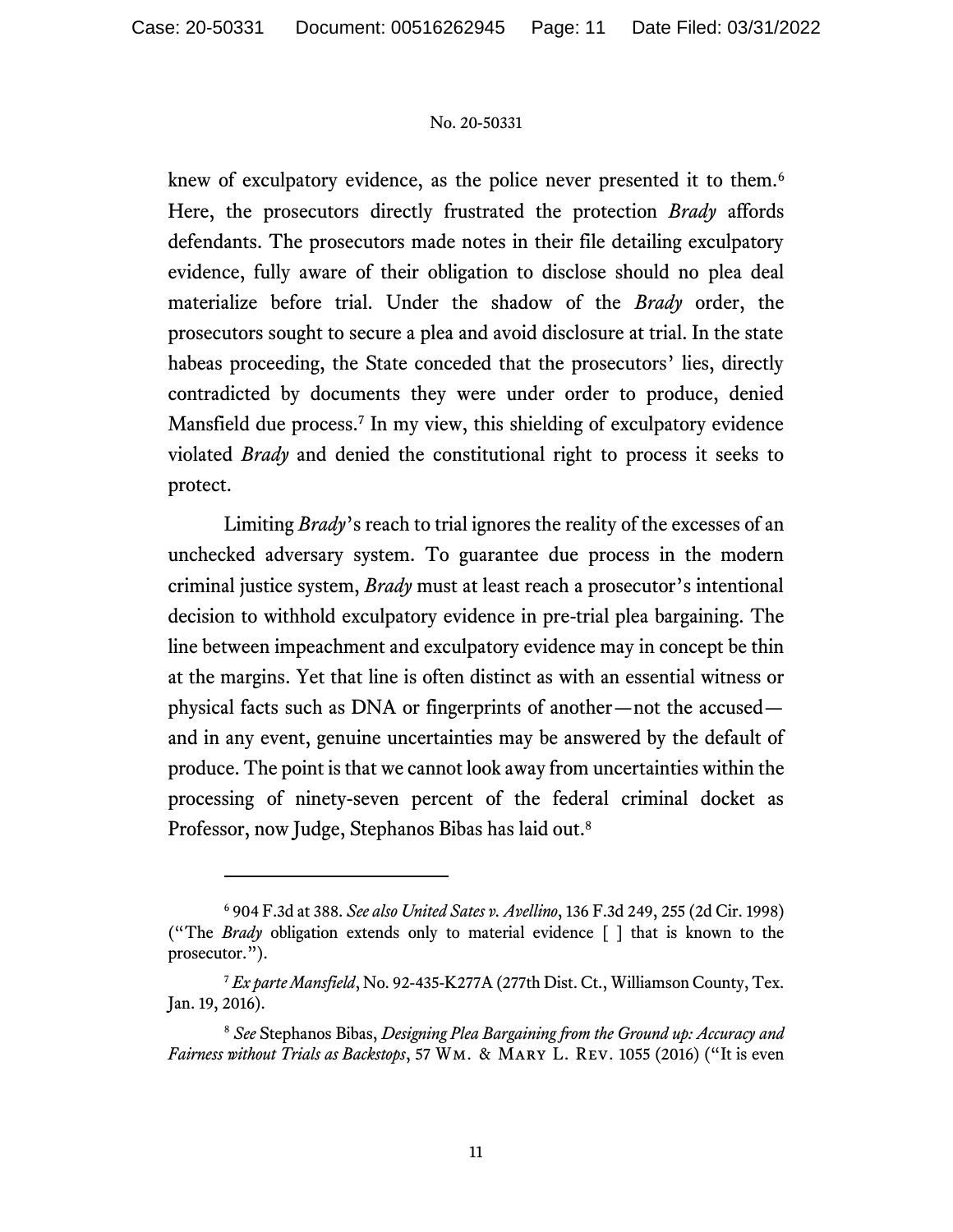knew of exculpatory evidence, as the police never presented it to them.[6] Here, the prosecutors directly frustrated the protection *Brady* affords defendants. The prosecutors made notes in their file detailing exculpatory evidence, fully aware of their obligation to disclose should no plea deal materialize before trial. Under the shadow of the *Brady* order, the prosecutors sought to secure a plea and avoid disclosure at trial. In the state habeas proceeding, the State conceded that the prosecutors' lies, directly contradicted by documents they were under order to produce, denied Mansfield due process.[7] In my view, this shielding of exculpatory evidence violated *Brady* and denied the constitutional right to process it seeks to protect.

Limiting *Brady*'s reach to trial ignores the reality of the excesses of an unchecked adversary system. To guarantee due process in the modern criminal justice system, *Brady* must at least reach a prosecutor's intentional decision to withhold exculpatory evidence in pre-trial plea bargaining. The line between impeachment and exculpatory evidence may in concept be thin at the margins. Yet that line is often distinct as with an essential witness or physical facts such as DNA or fingerprints of another—not the accused—and in any event, genuine uncertainties may be answered by the default of produce. The point is that we cannot look away from uncertainties within the processing of ninety-seven percent of the federal criminal docket as Professor, now Judge, Stephanos Bibas has laid out.[8]

---

[6] 904 F.3d at 388. *See also United Sates v. Avellino*, 136 F.3d 249, 255 (2d Cir. 1998) ("The *Brady* obligation extends only to material evidence [ ] that is known to the prosecutor.").

[7] *Ex parte Mansfield*, No. 92-435-K277A (277th Dist. Ct., Williamson County, Tex. Jan. 19, 2016).

[8] *See* Stephanos Bibas, *Designing Plea Bargaining from the Ground up: Accuracy and Fairness without Trials as Backstops*, 57 Wm. & Mary L. Rev. 1055 (2016) ("It is even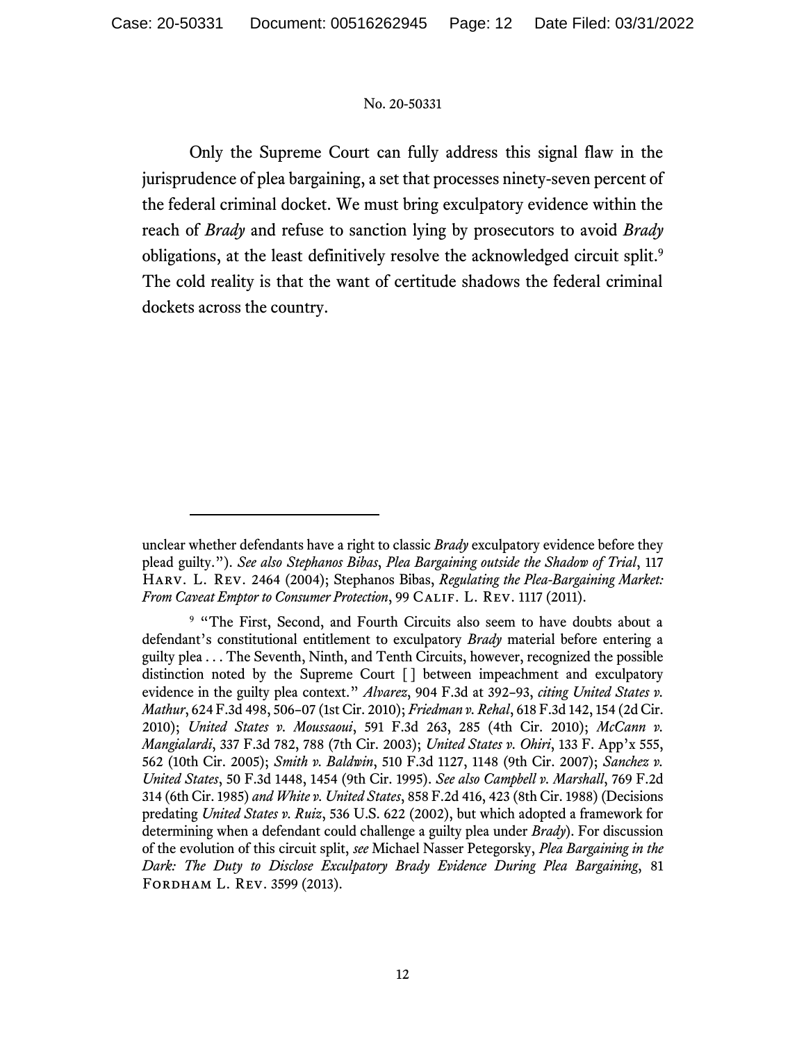Only the Supreme Court can fully address this signal flaw in the jurisprudence of plea bargaining, a set that processes ninety-seven percent of the federal criminal docket. We must bring exculpatory evidence within the reach of *Brady* and refuse to sanction lying by prosecutors to avoid *Brady* obligations, at the least definitively resolve the acknowledged circuit split.[9] The cold reality is that the want of certitude shadows the federal criminal dockets across the country.

---

unclear whether defendants have a right to classic *Brady* exculpatory evidence before they plead guilty."). *See also Stephanos Bibas*, *Plea Bargaining outside the Shadow of Trial*, 117 HARV. L. REV. 2464 (2004); Stephanos Bibas, *Regulating the Plea-Bargaining Market: From Caveat Emptor to Consumer Protection*, 99 CALIF. L. REV. 1117 (2011).

[9] "The First, Second, and Fourth Circuits also seem to have doubts about a defendant's constitutional entitlement to exculpatory *Brady* material before entering a guilty plea . . . The Seventh, Ninth, and Tenth Circuits, however, recognized the possible distinction noted by the Supreme Court [ ] between impeachment and exculpatory evidence in the guilty plea context." *Alvarez*, 904 F.3d at 392–93, *citing United States v. Mathur*, 624 F.3d 498, 506–07 (1st Cir. 2010); *Friedman v. Rehal*, 618 F.3d 142, 154 (2d Cir. 2010); *United States v. Moussaoui*, 591 F.3d 263, 285 (4th Cir. 2010); *McCann v. Mangialardi*, 337 F.3d 782, 788 (7th Cir. 2003); *United States v. Ohiri*, 133 F. App'x 555, 562 (10th Cir. 2005); *Smith v. Baldwin*, 510 F.3d 1127, 1148 (9th Cir. 2007); *Sanchez v. United States*, 50 F.3d 1448, 1454 (9th Cir. 1995). *See also Campbell v. Marshall*, 769 F.2d 314 (6th Cir. 1985) *and White v. United States*, 858 F.2d 416, 423 (8th Cir. 1988) (Decisions predating *United States v. Ruiz*, 536 U.S. 622 (2002), but which adopted a framework for determining when a defendant could challenge a guilty plea under *Brady*). For discussion of the evolution of this circuit split, *see* Michael Nasser Petegorsky, *Plea Bargaining in the Dark: The Duty to Disclose Exculpatory Brady Evidence During Plea Bargaining*, 81 FORDHAM L. REV. 3599 (2013).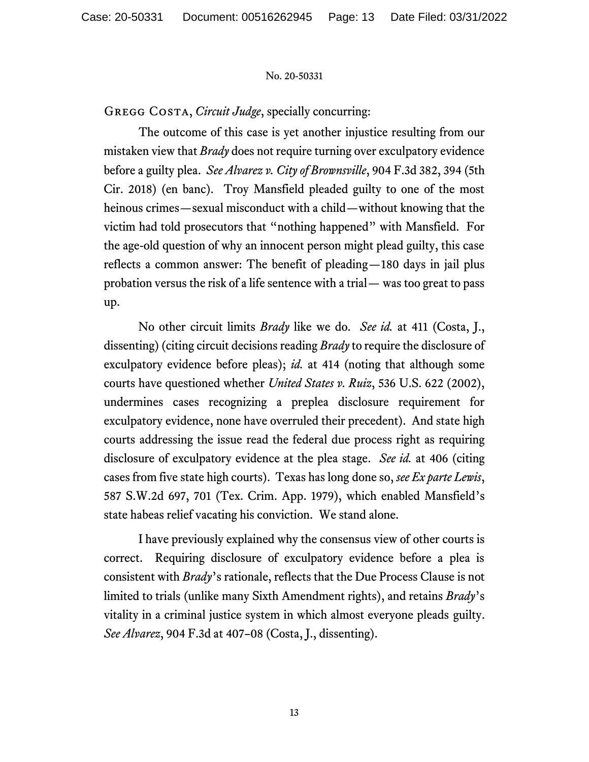Gregg Costa, *Circuit Judge*, specially concurring:

The outcome of this case is yet another injustice resulting from our mistaken view that *Brady* does not require turning over exculpatory evidence before a guilty plea. *See Alvarez v. City of Brownsville*, 904 F.3d 382, 394 (5th Cir. 2018) (en banc). Troy Mansfield pleaded guilty to one of the most heinous crimes—sexual misconduct with a child—without knowing that the victim had told prosecutors that "nothing happened" with Mansfield. For the age-old question of why an innocent person might plead guilty, this case reflects a common answer: The benefit of pleading—180 days in jail plus probation versus the risk of a life sentence with a trial— was too great to pass up.

No other circuit limits *Brady* like we do. *See id.* at 411 (Costa, J., dissenting) (citing circuit decisions reading *Brady* to require the disclosure of exculpatory evidence before pleas); *id.* at 414 (noting that although some courts have questioned whether *United States v. Ruiz*, 536 U.S. 622 (2002), undermines cases recognizing a preplea disclosure requirement for exculpatory evidence, none have overruled their precedent). And state high courts addressing the issue read the federal due process right as requiring disclosure of exculpatory evidence at the plea stage. *See id.* at 406 (citing cases from five state high courts). Texas has long done so, *see Ex parte Lewis*, 587 S.W.2d 697, 701 (Tex. Crim. App. 1979), which enabled Mansfield's state habeas relief vacating his conviction. We stand alone.

I have previously explained why the consensus view of other courts is correct. Requiring disclosure of exculpatory evidence before a plea is consistent with *Brady*'s rationale, reflects that the Due Process Clause is not limited to trials (unlike many Sixth Amendment rights), and retains *Brady*'s vitality in a criminal justice system in which almost everyone pleads guilty. *See Alvarez*, 904 F.3d at 407–08 (Costa, J., dissenting).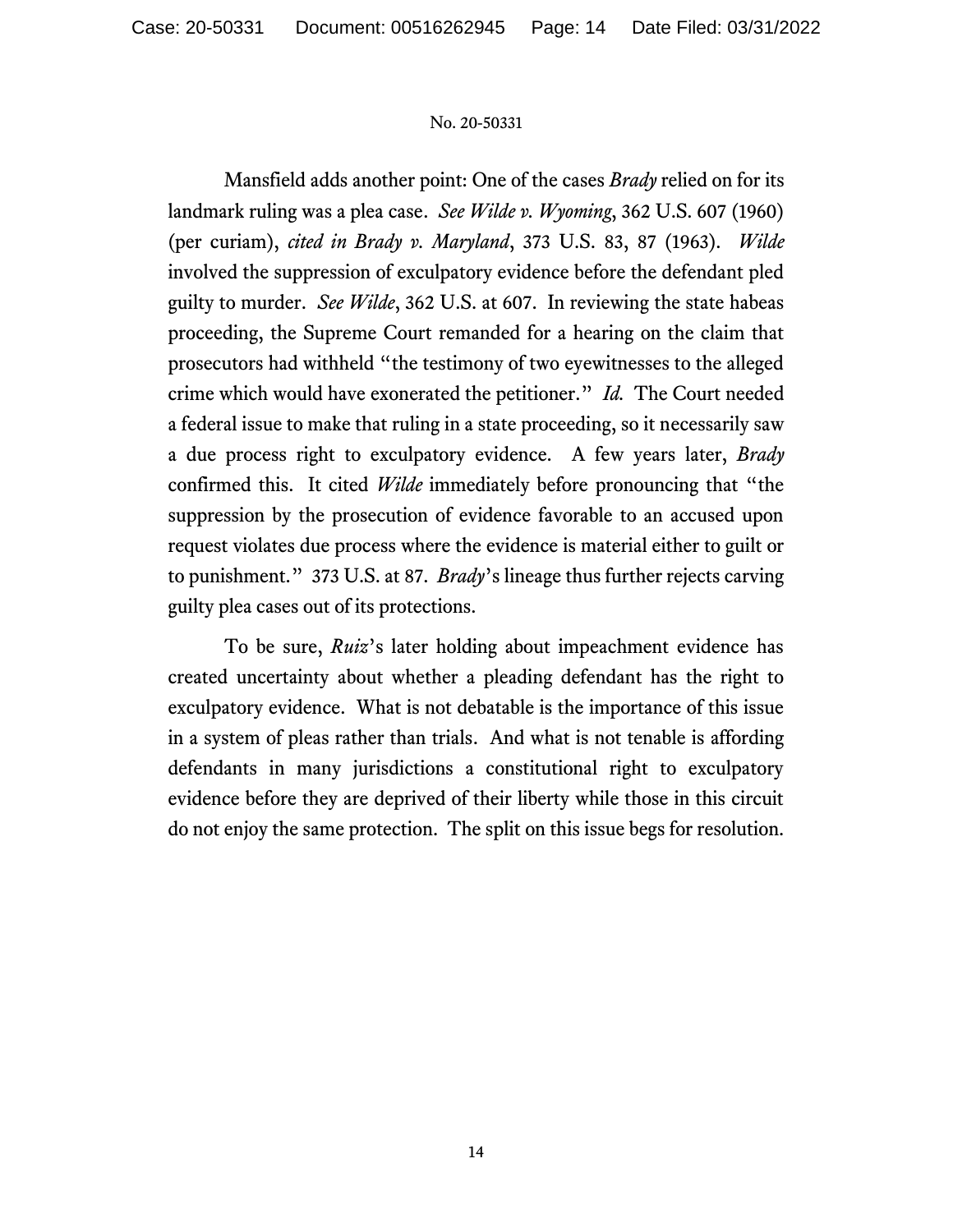Mansfield adds another point: One of the cases *Brady* relied on for its landmark ruling was a plea case. *See Wilde v. Wyoming*, 362 U.S. 607 (1960) (per curiam), *cited in Brady v. Maryland*, 373 U.S. 83, 87 (1963). *Wilde* involved the suppression of exculpatory evidence before the defendant pled guilty to murder. *See Wilde*, 362 U.S. at 607. In reviewing the state habeas proceeding, the Supreme Court remanded for a hearing on the claim that prosecutors had withheld "the testimony of two eyewitnesses to the alleged crime which would have exonerated the petitioner." *Id.* The Court needed a federal issue to make that ruling in a state proceeding, so it necessarily saw a due process right to exculpatory evidence. A few years later, *Brady* confirmed this. It cited *Wilde* immediately before pronouncing that "the suppression by the prosecution of evidence favorable to an accused upon request violates due process where the evidence is material either to guilt or to punishment." 373 U.S. at 87. *Brady*'s lineage thus further rejects carving guilty plea cases out of its protections.

To be sure, *Ruiz*'s later holding about impeachment evidence has created uncertainty about whether a pleading defendant has the right to exculpatory evidence. What is not debatable is the importance of this issue in a system of pleas rather than trials. And what is not tenable is affording defendants in many jurisdictions a constitutional right to exculpatory evidence before they are deprived of their liberty while those in this circuit do not enjoy the same protection. The split on this issue begs for resolution.